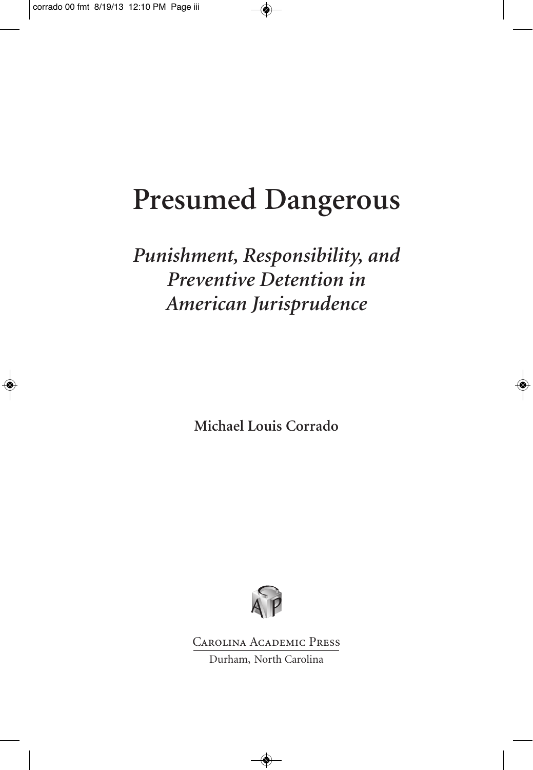# Presumed Dangerous

## *Punishment, Responsibility, and Preventive Detention in American Jurisprudence*

**Michael Louis Corrado**

Carolina Academic Press

Durham, North Carolina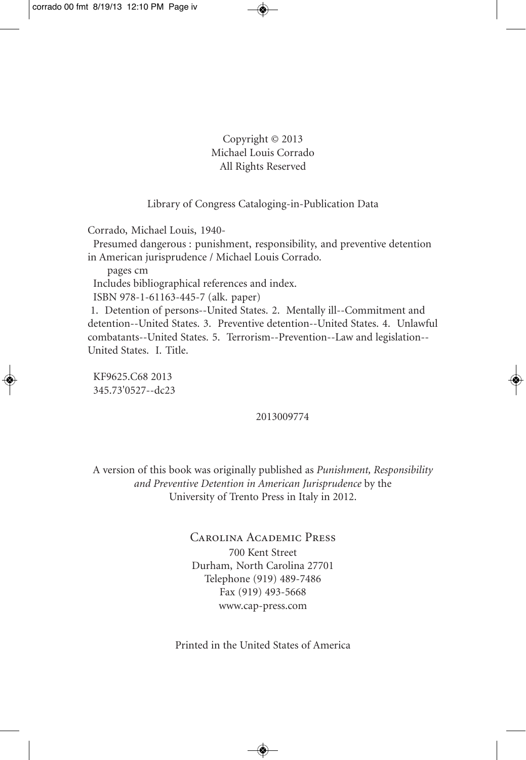Copyright © 2013
Michael Louis Corrado
All Rights Reserved

Library of Congress Cataloging-in-Publication Data

Corrado, Michael Louis, 1940-

Presumed dangerous : punishment, responsibility, and preventive detention in American jurisprudence / Michael Louis Corrado.

pages cm

Includes bibliographical references and index.

ISBN 978-1-61163-445-7 (alk. paper)

1. Detention of persons--United States. 2. Mentally ill--Commitment and detention--United States. 3. Preventive detention--United States. 4. Unlawful combatants--United States. 5. Terrorism--Prevention--Law and legislation--United States. I. Title.

KF9625.C68 2013
345.73'0527--dc23

2013009774

A version of this book was originally published as *Punishment, Responsibility and Preventive Detention in American Jurisprudence* by the University of Trento Press in Italy in 2012.

Carolina Academic Press
700 Kent Street
Durham, North Carolina 27701
Telephone (919) 489-7486
Fax (919) 493-5668
www.cap-press.com

Printed in the United States of America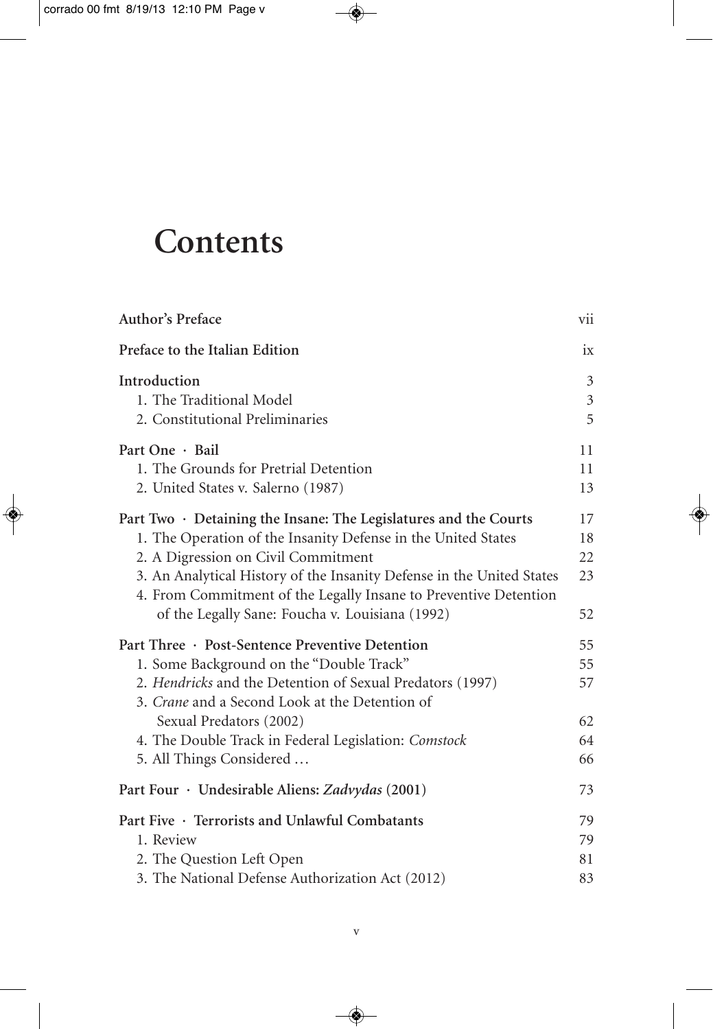# Contents

| | |
|---|---|
| **Author's Preface** | vii |
| **Preface to the Italian Edition** | ix |
| **Introduction** | 3 |
| 1. The Traditional Model | 3 |
| 2. Constitutional Preliminaries | 5 |
| **Part One · Bail** | 11 |
| 1. The Grounds for Pretrial Detention | 11 |
| 2. United States v. Salerno (1987) | 13 |
| **Part Two · Detaining the Insane: The Legislatures and the Courts** | 17 |
| 1. The Operation of the Insanity Defense in the United States | 18 |
| 2. A Digression on Civil Commitment | 22 |
| 3. An Analytical History of the Insanity Defense in the United States | 23 |
| 4. From Commitment of the Legally Insane to Preventive Detention of the Legally Sane: Foucha v. Louisiana (1992) | 52 |
| **Part Three · Post-Sentence Preventive Detention** | 55 |
| 1. Some Background on the "Double Track" | 55 |
| 2. *Hendricks* and the Detention of Sexual Predators (1997) | 57 |
| 3. *Crane* and a Second Look at the Detention of Sexual Predators (2002) | 62 |
| 4. The Double Track in Federal Legislation: *Comstock* | 64 |
| 5. All Things Considered … | 66 |
| **Part Four · Undesirable Aliens: *Zadvydas* (2001)** | 73 |
| **Part Five · Terrorists and Unlawful Combatants** | 79 |
| 1. Review | 79 |
| 2. The Question Left Open | 81 |
| 3. The National Defense Authorization Act (2012) | 83 |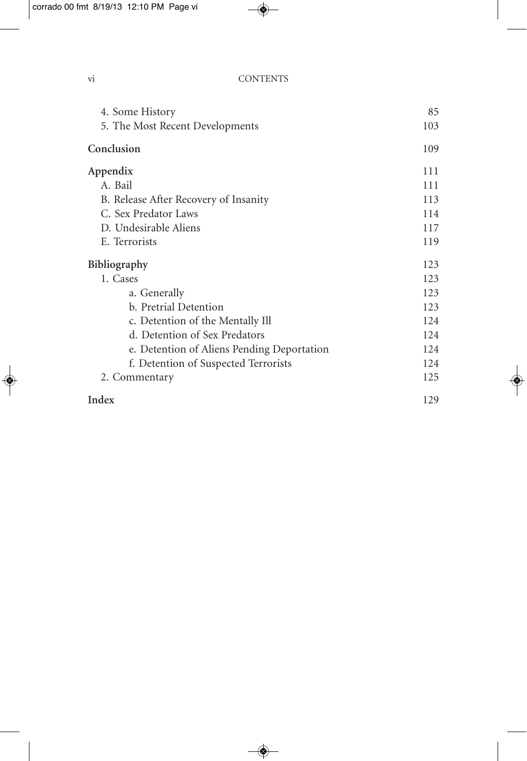4. Some History 85
5. The Most Recent Developments 103

**Conclusion** 109

**Appendix** 111

- A. Bail 111
- B. Release After Recovery of Insanity 113
- C. Sex Predator Laws 114
- D. Undesirable Aliens 117
- E. Terrorists 119

**Bibliography** 123

1. Cases 123
   - a. Generally 123
   - b. Pretrial Detention 123
   - c. Detention of the Mentally Ill 124
   - d. Detention of Sex Predators 124
   - e. Detention of Aliens Pending Deportation 124
   - f. Detention of Suspected Terrorists 124
2. Commentary 125

**Index** 129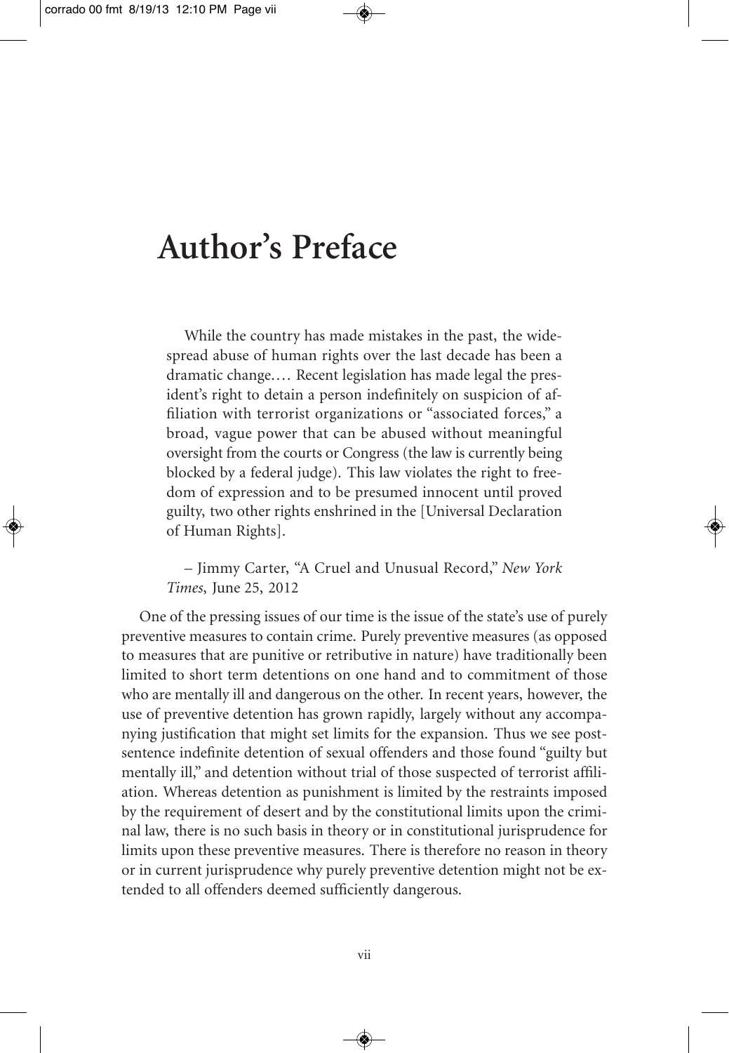# Author's Preface

> While the country has made mistakes in the past, the widespread abuse of human rights over the last decade has been a dramatic change.… Recent legislation has made legal the president's right to detain a person indefinitely on suspicion of affiliation with terrorist organizations or "associated forces," a broad, vague power that can be abused without meaningful oversight from the courts or Congress (the law is currently being blocked by a federal judge). This law violates the right to freedom of expression and to be presumed innocent until proved guilty, two other rights enshrined in the [Universal Declaration of Human Rights].
>
> – Jimmy Carter, "A Cruel and Unusual Record," *New York Times,* June 25, 2012

One of the pressing issues of our time is the issue of the state's use of purely preventive measures to contain crime. Purely preventive measures (as opposed to measures that are punitive or retributive in nature) have traditionally been limited to short term detentions on one hand and to commitment of those who are mentally ill and dangerous on the other. In recent years, however, the use of preventive detention has grown rapidly, largely without any accompanying justification that might set limits for the expansion. Thus we see post-sentence indefinite detention of sexual offenders and those found "guilty but mentally ill," and detention without trial of those suspected of terrorist affiliation. Whereas detention as punishment is limited by the restraints imposed by the requirement of desert and by the constitutional limits upon the criminal law, there is no such basis in theory or in constitutional jurisprudence for limits upon these preventive measures. There is therefore no reason in theory or in current jurisprudence why purely preventive detention might not be extended to all offenders deemed sufficiently dangerous.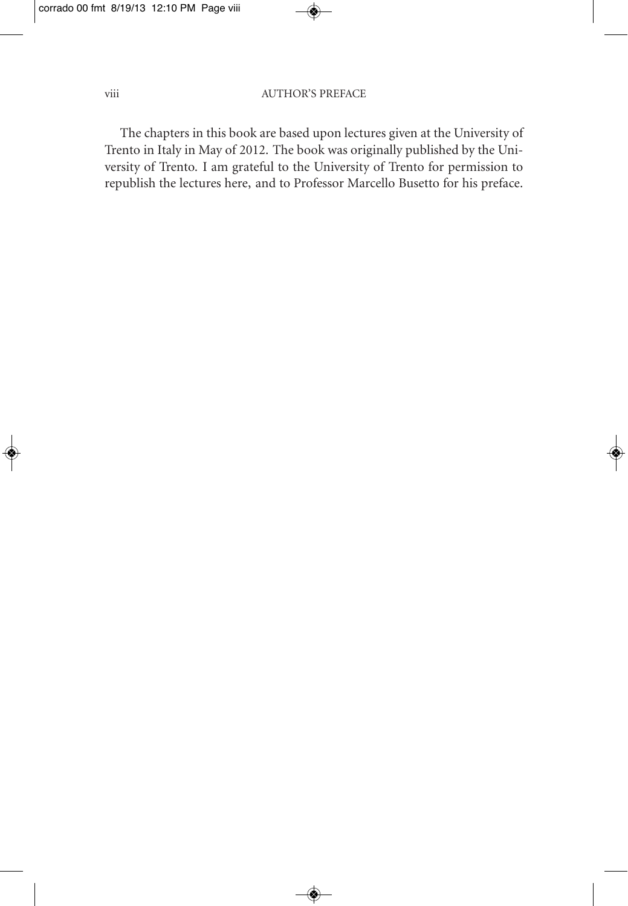The chapters in this book are based upon lectures given at the University of Trento in Italy in May of 2012. The book was originally published by the University of Trento. I am grateful to the University of Trento for permission to republish the lectures here, and to Professor Marcello Busetto for his preface.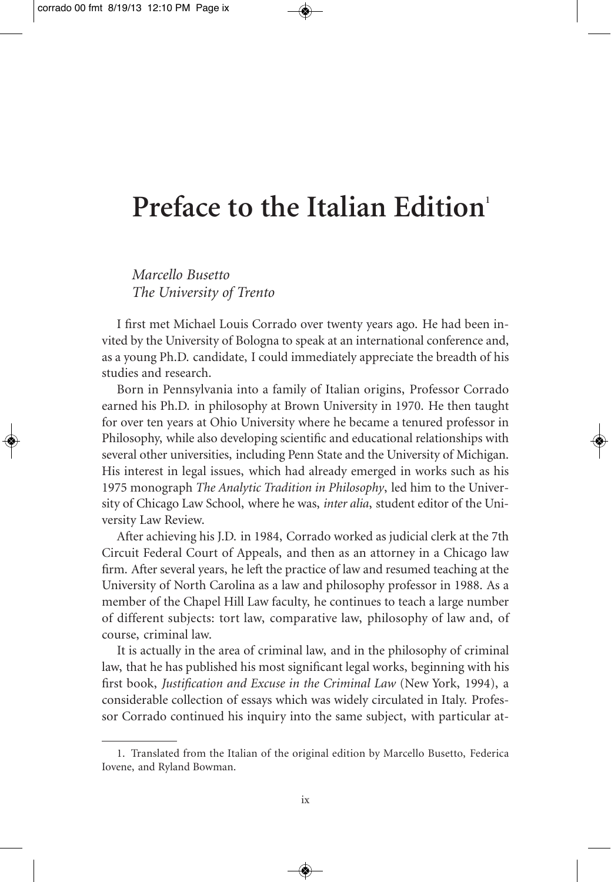# Preface to the Italian Edition[1]

*Marcello Busetto*
*The University of Trento*

I first met Michael Louis Corrado over twenty years ago. He had been invited by the University of Bologna to speak at an international conference and, as a young Ph.D. candidate, I could immediately appreciate the breadth of his studies and research.

Born in Pennsylvania into a family of Italian origins, Professor Corrado earned his Ph.D. in philosophy at Brown University in 1970. He then taught for over ten years at Ohio University where he became a tenured professor in Philosophy, while also developing scientific and educational relationships with several other universities, including Penn State and the University of Michigan. His interest in legal issues, which had already emerged in works such as his 1975 monograph *The Analytic Tradition in Philosophy*, led him to the University of Chicago Law School, where he was, *inter alia*, student editor of the University Law Review.

After achieving his J.D. in 1984, Corrado worked as judicial clerk at the 7th Circuit Federal Court of Appeals, and then as an attorney in a Chicago law firm. After several years, he left the practice of law and resumed teaching at the University of North Carolina as a law and philosophy professor in 1988. As a member of the Chapel Hill Law faculty, he continues to teach a large number of different subjects: tort law, comparative law, philosophy of law and, of course, criminal law.

It is actually in the area of criminal law, and in the philosophy of criminal law, that he has published his most significant legal works, beginning with his first book, *Justification and Excuse in the Criminal Law* (New York, 1994), a considerable collection of essays which was widely circulated in Italy. Professor Corrado continued his inquiry into the same subject, with particular at-

1. Translated from the Italian of the original edition by Marcello Busetto, Federica Iovene, and Ryland Bowman.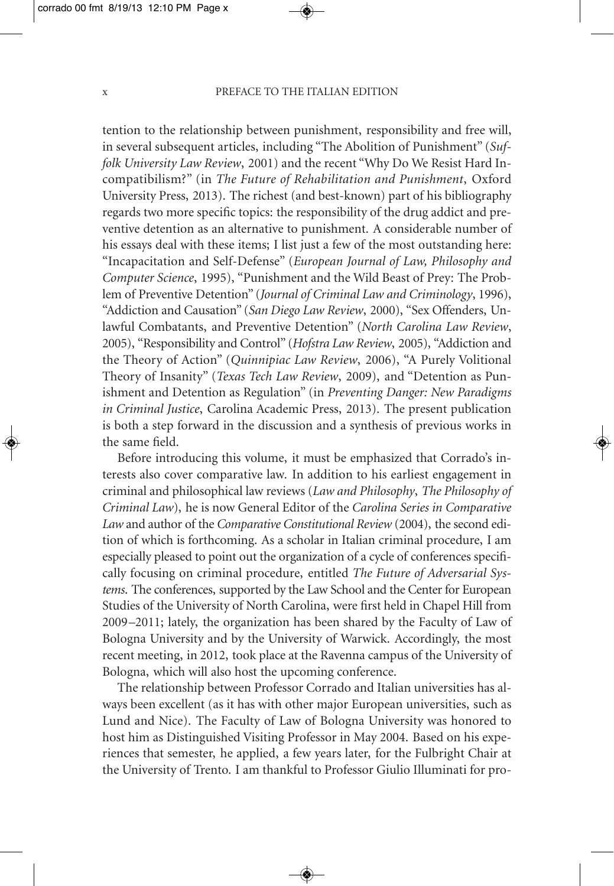tention to the relationship between punishment, responsibility and free will, in several subsequent articles, including "The Abolition of Punishment" (*Suffolk University Law Review*, 2001) and the recent "Why Do We Resist Hard Incompatibilism?" (in *The Future of Rehabilitation and Punishment*, Oxford University Press, 2013). The richest (and best-known) part of his bibliography regards two more specific topics: the responsibility of the drug addict and preventive detention as an alternative to punishment. A considerable number of his essays deal with these items; I list just a few of the most outstanding here: "Incapacitation and Self-Defense" (*European Journal of Law, Philosophy and Computer Science*, 1995), "Punishment and the Wild Beast of Prey: The Problem of Preventive Detention" (*Journal of Criminal Law and Criminology*, 1996), "Addiction and Causation" (*San Diego Law Review*, 2000), "Sex Offenders, Unlawful Combatants, and Preventive Detention" (*North Carolina Law Review*, 2005), "Responsibility and Control" (*Hofstra Law Review*, 2005), "Addiction and the Theory of Action" (*Quinnipiac Law Review*, 2006), "A Purely Volitional Theory of Insanity" (*Texas Tech Law Review*, 2009), and "Detention as Punishment and Detention as Regulation" (in *Preventing Danger: New Paradigms in Criminal Justice*, Carolina Academic Press, 2013). The present publication is both a step forward in the discussion and a synthesis of previous works in the same field.

Before introducing this volume, it must be emphasized that Corrado's interests also cover comparative law. In addition to his earliest engagement in criminal and philosophical law reviews (*Law and Philosophy*, *The Philosophy of Criminal Law*), he is now General Editor of the *Carolina Series in Comparative Law* and author of the *Comparative Constitutional Review* (2004), the second edition of which is forthcoming. As a scholar in Italian criminal procedure, I am especially pleased to point out the organization of a cycle of conferences specifically focusing on criminal procedure, entitled *The Future of Adversarial Systems*. The conferences, supported by the Law School and the Center for European Studies of the University of North Carolina, were first held in Chapel Hill from 2009–2011; lately, the organization has been shared by the Faculty of Law of Bologna University and by the University of Warwick. Accordingly, the most recent meeting, in 2012, took place at the Ravenna campus of the University of Bologna, which will also host the upcoming conference.

The relationship between Professor Corrado and Italian universities has always been excellent (as it has with other major European universities, such as Lund and Nice). The Faculty of Law of Bologna University was honored to host him as Distinguished Visiting Professor in May 2004. Based on his experiences that semester, he applied, a few years later, for the Fulbright Chair at the University of Trento. I am thankful to Professor Giulio Illuminati for pro-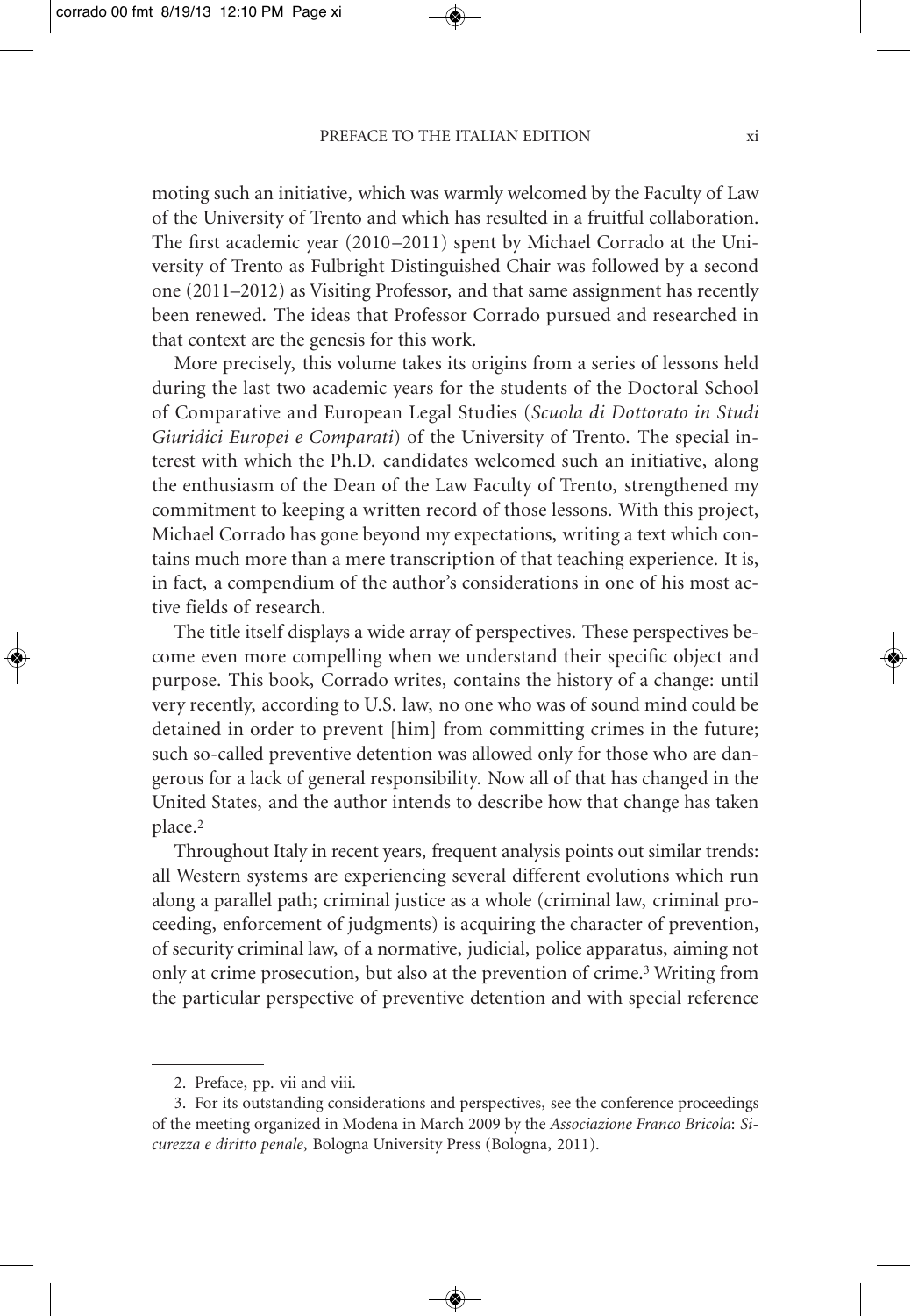moting such an initiative, which was warmly welcomed by the Faculty of Law of the University of Trento and which has resulted in a fruitful collaboration. The first academic year (2010–2011) spent by Michael Corrado at the University of Trento as Fulbright Distinguished Chair was followed by a second one (2011–2012) as Visiting Professor, and that same assignment has recently been renewed. The ideas that Professor Corrado pursued and researched in that context are the genesis for this work.

More precisely, this volume takes its origins from a series of lessons held during the last two academic years for the students of the Doctoral School of Comparative and European Legal Studies (*Scuola di Dottorato in Studi Giuridici Europei e Comparati*) of the University of Trento. The special interest with which the Ph.D. candidates welcomed such an initiative, along the enthusiasm of the Dean of the Law Faculty of Trento, strengthened my commitment to keeping a written record of those lessons. With this project, Michael Corrado has gone beyond my expectations, writing a text which contains much more than a mere transcription of that teaching experience. It is, in fact, a compendium of the author's considerations in one of his most active fields of research.

The title itself displays a wide array of perspectives. These perspectives become even more compelling when we understand their specific object and purpose. This book, Corrado writes, contains the history of a change: until very recently, according to U.S. law, no one who was of sound mind could be detained in order to prevent [him] from committing crimes in the future; such so-called preventive detention was allowed only for those who are dangerous for a lack of general responsibility. Now all of that has changed in the United States, and the author intends to describe how that change has taken place.[2]

Throughout Italy in recent years, frequent analysis points out similar trends: all Western systems are experiencing several different evolutions which run along a parallel path; criminal justice as a whole (criminal law, criminal proceeding, enforcement of judgments) is acquiring the character of prevention, of security criminal law, of a normative, judicial, police apparatus, aiming not only at crime prosecution, but also at the prevention of crime.[3] Writing from the particular perspective of preventive detention and with special reference

---

2. Preface, pp. vii and viii.

3. For its outstanding considerations and perspectives, see the conference proceedings of the meeting organized in Modena in March 2009 by the *Associazione Franco Bricola*: *Sicurezza e diritto penale*, Bologna University Press (Bologna, 2011).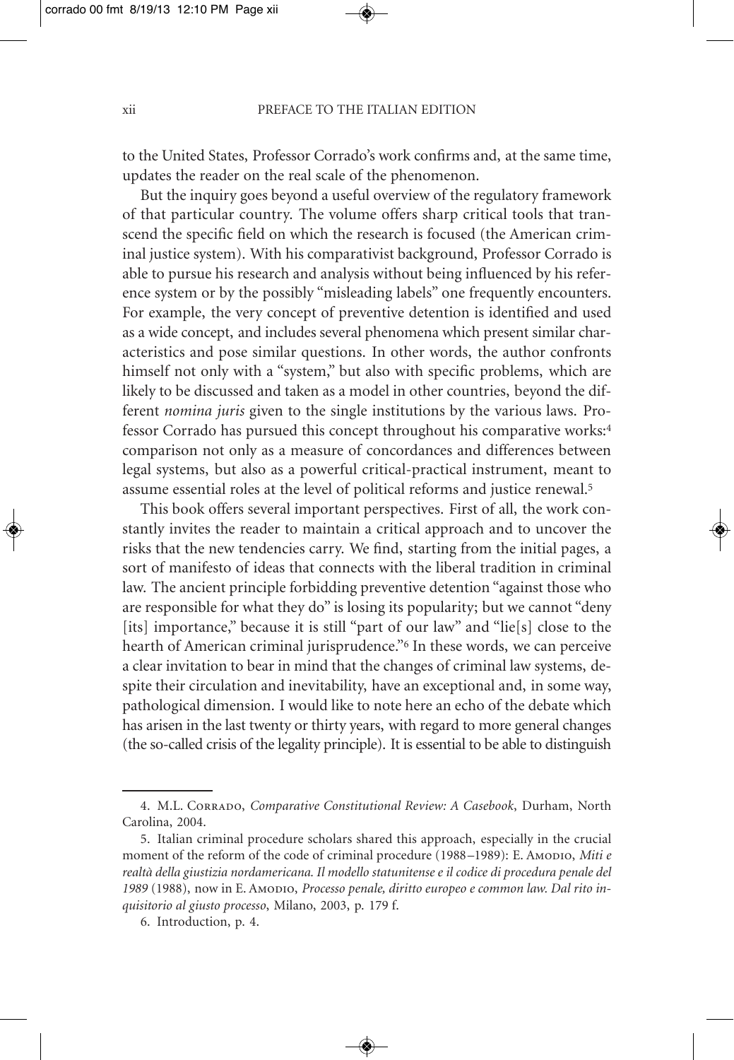to the United States, Professor Corrado's work confirms and, at the same time, updates the reader on the real scale of the phenomenon.

But the inquiry goes beyond a useful overview of the regulatory framework of that particular country. The volume offers sharp critical tools that transcend the specific field on which the research is focused (the American criminal justice system). With his comparativist background, Professor Corrado is able to pursue his research and analysis without being influenced by his reference system or by the possibly "misleading labels" one frequently encounters. For example, the very concept of preventive detention is identified and used as a wide concept, and includes several phenomena which present similar characteristics and pose similar questions. In other words, the author confronts himself not only with a "system," but also with specific problems, which are likely to be discussed and taken as a model in other countries, beyond the different *nomina juris* given to the single institutions by the various laws. Professor Corrado has pursued this concept throughout his comparative works:[4] comparison not only as a measure of concordances and differences between legal systems, but also as a powerful critical-practical instrument, meant to assume essential roles at the level of political reforms and justice renewal.[5]

This book offers several important perspectives. First of all, the work constantly invites the reader to maintain a critical approach and to uncover the risks that the new tendencies carry. We find, starting from the initial pages, a sort of manifesto of ideas that connects with the liberal tradition in criminal law. The ancient principle forbidding preventive detention "against those who are responsible for what they do" is losing its popularity; but we cannot "deny [its] importance," because it is still "part of our law" and "lie[s] close to the hearth of American criminal jurisprudence."[6] In these words, we can perceive a clear invitation to bear in mind that the changes of criminal law systems, despite their circulation and inevitability, have an exceptional and, in some way, pathological dimension. I would like to note here an echo of the debate which has arisen in the last twenty or thirty years, with regard to more general changes (the so-called crisis of the legality principle). It is essential to be able to distinguish

---

4. M.L. Corrado, *Comparative Constitutional Review: A Casebook*, Durham, North Carolina, 2004.

5. Italian criminal procedure scholars shared this approach, especially in the crucial moment of the reform of the code of criminal procedure (1988–1989): E. Amodio, *Miti e realtà della giustizia nordamericana. Il modello statunitense e il codice di procedura penale del 1989* (1988), now in E. Amodio, *Processo penale, diritto europeo e common law. Dal rito inquisitorio al giusto processo*, Milano, 2003, p. 179 f.

6. Introduction, p. 4.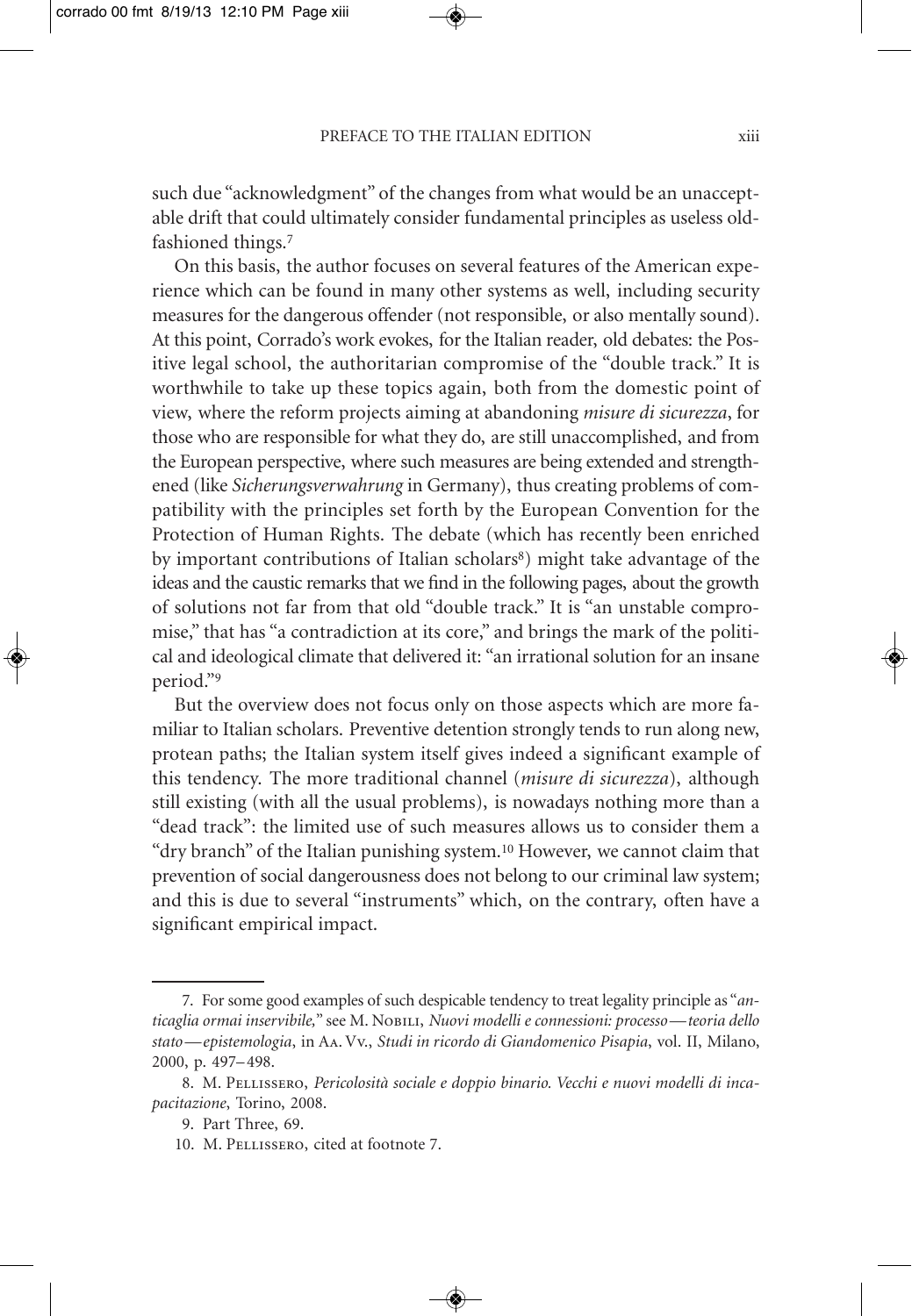such due "acknowledgment" of the changes from what would be an unacceptable drift that could ultimately consider fundamental principles as useless old-fashioned things.[7]

On this basis, the author focuses on several features of the American experience which can be found in many other systems as well, including security measures for the dangerous offender (not responsible, or also mentally sound). At this point, Corrado's work evokes, for the Italian reader, old debates: the Positive legal school, the authoritarian compromise of the "double track." It is worthwhile to take up these topics again, both from the domestic point of view, where the reform projects aiming at abandoning *misure di sicurezza*, for those who are responsible for what they do, are still unaccomplished, and from the European perspective, where such measures are being extended and strengthened (like *Sicherungsverwahrung* in Germany), thus creating problems of compatibility with the principles set forth by the European Convention for the Protection of Human Rights. The debate (which has recently been enriched by important contributions of Italian scholars[8]) might take advantage of the ideas and the caustic remarks that we find in the following pages, about the growth of solutions not far from that old "double track." It is "an unstable compromise," that has "a contradiction at its core," and brings the mark of the political and ideological climate that delivered it: "an irrational solution for an insane period."[9]

But the overview does not focus only on those aspects which are more familiar to Italian scholars. Preventive detention strongly tends to run along new, protean paths; the Italian system itself gives indeed a significant example of this tendency. The more traditional channel (*misure di sicurezza*), although still existing (with all the usual problems), is nowadays nothing more than a "dead track": the limited use of such measures allows us to consider them a "dry branch" of the Italian punishing system.[10] However, we cannot claim that prevention of social dangerousness does not belong to our criminal law system; and this is due to several "instruments" which, on the contrary, often have a significant empirical impact.

---

7. For some good examples of such despicable tendency to treat legality principle as "*anticaglia ormai inservibile,*" see M. Nobili, *Nuovi modelli e connessioni: processo—teoria dello stato—epistemologia*, in Aa. Vv., *Studi in ricordo di Giandomenico Pisapia*, vol. II, Milano, 2000, p. 497–498.

8. M. Pellissero, *Pericolosità sociale e doppio binario. Vecchi e nuovi modelli di incapacitazione*, Torino, 2008.

9. Part Three, 69.

10. M. Pellissero, cited at footnote 7.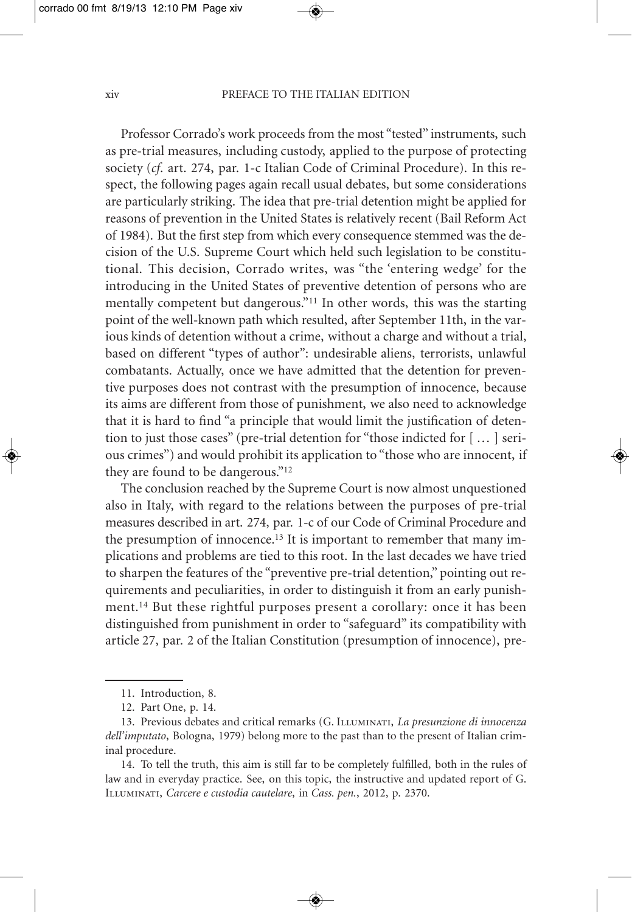Professor Corrado's work proceeds from the most "tested" instruments, such as pre-trial measures, including custody, applied to the purpose of protecting society (*cf.* art. 274, par. 1-c Italian Code of Criminal Procedure). In this respect, the following pages again recall usual debates, but some considerations are particularly striking. The idea that pre-trial detention might be applied for reasons of prevention in the United States is relatively recent (Bail Reform Act of 1984). But the first step from which every consequence stemmed was the decision of the U.S. Supreme Court which held such legislation to be constitutional. This decision, Corrado writes, was "the 'entering wedge' for the introducing in the United States of preventive detention of persons who are mentally competent but dangerous."[11] In other words, this was the starting point of the well-known path which resulted, after September 11th, in the various kinds of detention without a crime, without a charge and without a trial, based on different "types of author": undesirable aliens, terrorists, unlawful combatants. Actually, once we have admitted that the detention for preventive purposes does not contrast with the presumption of innocence, because its aims are different from those of punishment, we also need to acknowledge that it is hard to find "a principle that would limit the justification of detention to just those cases" (pre-trial detention for "those indicted for [ … ] serious crimes") and would prohibit its application to "those who are innocent, if they are found to be dangerous."[12]

The conclusion reached by the Supreme Court is now almost unquestioned also in Italy, with regard to the relations between the purposes of pre-trial measures described in art. 274, par. 1-c of our Code of Criminal Procedure and the presumption of innocence.[13] It is important to remember that many implications and problems are tied to this root. In the last decades we have tried to sharpen the features of the "preventive pre-trial detention," pointing out requirements and peculiarities, in order to distinguish it from an early punishment.[14] But these rightful purposes present a corollary: once it has been distinguished from punishment in order to "safeguard" its compatibility with article 27, par. 2 of the Italian Constitution (presumption of innocence), pre-

---

11. Introduction, 8.

12. Part One, p. 14.

13. Previous debates and critical remarks (G. Illuminati, *La presunzione di innocenza dell'imputato*, Bologna, 1979) belong more to the past than to the present of Italian criminal procedure.

14. To tell the truth, this aim is still far to be completely fulfilled, both in the rules of law and in everyday practice. See, on this topic, the instructive and updated report of G. Illuminati, *Carcere e custodia cautelare*, in *Cass. pen.*, 2012, p. 2370.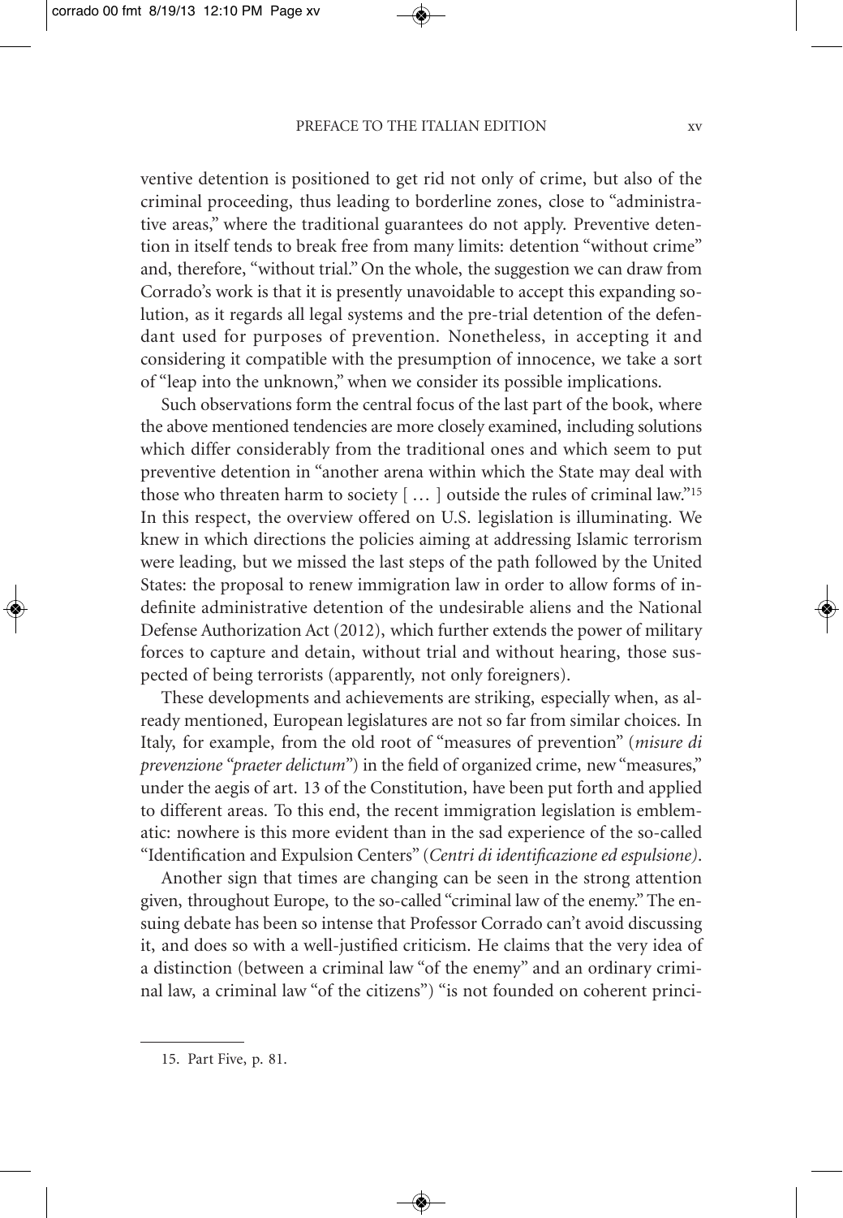ventive detention is positioned to get rid not only of crime, but also of the criminal proceeding, thus leading to borderline zones, close to "administrative areas," where the traditional guarantees do not apply. Preventive detention in itself tends to break free from many limits: detention "without crime" and, therefore, "without trial." On the whole, the suggestion we can draw from Corrado's work is that it is presently unavoidable to accept this expanding solution, as it regards all legal systems and the pre-trial detention of the defendant used for purposes of prevention. Nonetheless, in accepting it and considering it compatible with the presumption of innocence, we take a sort of "leap into the unknown," when we consider its possible implications.

Such observations form the central focus of the last part of the book, where the above mentioned tendencies are more closely examined, including solutions which differ considerably from the traditional ones and which seem to put preventive detention in "another arena within which the State may deal with those who threaten harm to society [ … ] outside the rules of criminal law."[15] In this respect, the overview offered on U.S. legislation is illuminating. We knew in which directions the policies aiming at addressing Islamic terrorism were leading, but we missed the last steps of the path followed by the United States: the proposal to renew immigration law in order to allow forms of indefinite administrative detention of the undesirable aliens and the National Defense Authorization Act (2012), which further extends the power of military forces to capture and detain, without trial and without hearing, those suspected of being terrorists (apparently, not only foreigners).

These developments and achievements are striking, especially when, as already mentioned, European legislatures are not so far from similar choices. In Italy, for example, from the old root of "measures of prevention" (*misure di prevenzione "praeter delictum"*) in the field of organized crime, new "measures," under the aegis of art. 13 of the Constitution, have been put forth and applied to different areas. To this end, the recent immigration legislation is emblematic: nowhere is this more evident than in the sad experience of the so-called "Identification and Expulsion Centers" (*Centri di identificazione ed espulsione)*.

Another sign that times are changing can be seen in the strong attention given, throughout Europe, to the so-called "criminal law of the enemy." The ensuing debate has been so intense that Professor Corrado can't avoid discussing it, and does so with a well-justified criticism. He claims that the very idea of a distinction (between a criminal law "of the enemy" and an ordinary criminal law, a criminal law "of the citizens") "is not founded on coherent princi-

15. Part Five, p. 81.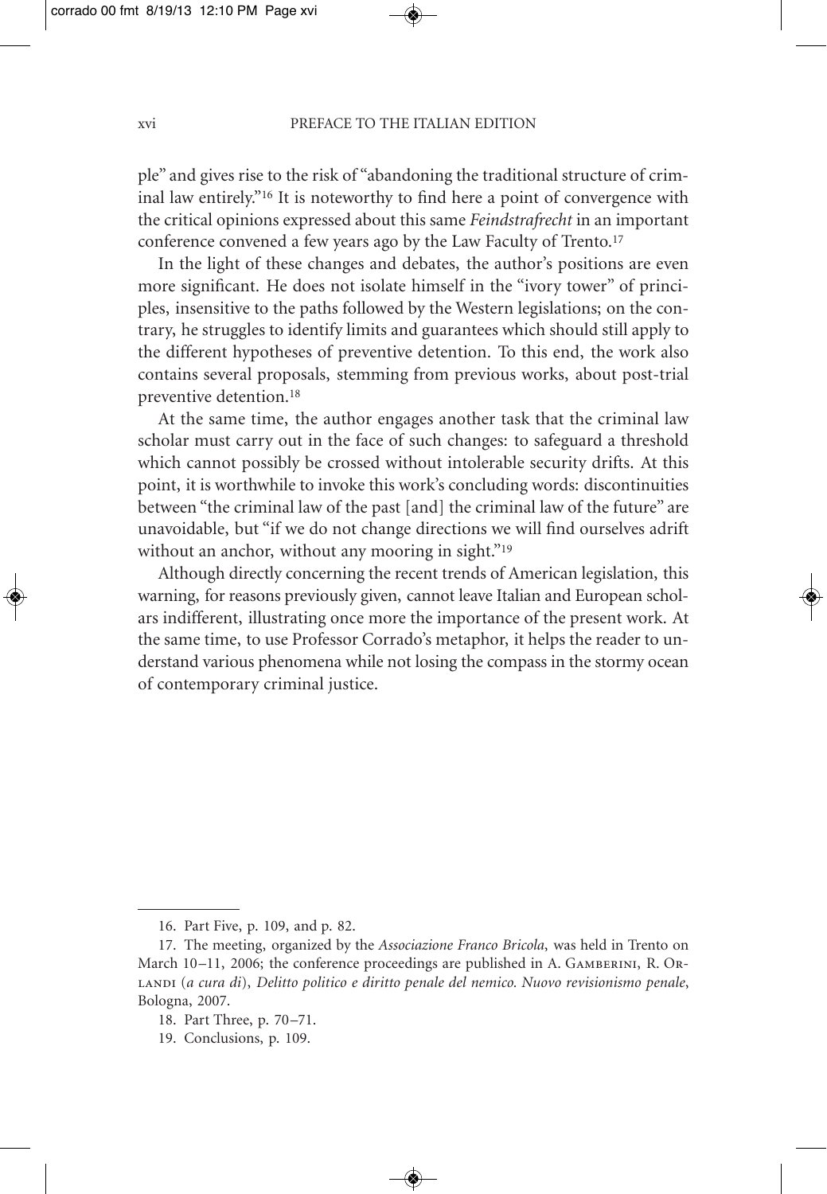ple" and gives rise to the risk of "abandoning the traditional structure of criminal law entirely."[16] It is noteworthy to find here a point of convergence with the critical opinions expressed about this same *Feindstrafrecht* in an important conference convened a few years ago by the Law Faculty of Trento.[17]

In the light of these changes and debates, the author's positions are even more significant. He does not isolate himself in the "ivory tower" of principles, insensitive to the paths followed by the Western legislations; on the contrary, he struggles to identify limits and guarantees which should still apply to the different hypotheses of preventive detention. To this end, the work also contains several proposals, stemming from previous works, about post-trial preventive detention.[18]

At the same time, the author engages another task that the criminal law scholar must carry out in the face of such changes: to safeguard a threshold which cannot possibly be crossed without intolerable security drifts. At this point, it is worthwhile to invoke this work's concluding words: discontinuities between "the criminal law of the past [and] the criminal law of the future" are unavoidable, but "if we do not change directions we will find ourselves adrift without an anchor, without any mooring in sight."[19]

Although directly concerning the recent trends of American legislation, this warning, for reasons previously given, cannot leave Italian and European scholars indifferent, illustrating once more the importance of the present work. At the same time, to use Professor Corrado's metaphor, it helps the reader to understand various phenomena while not losing the compass in the stormy ocean of contemporary criminal justice.

---

16. Part Five, p. 109, and p. 82.

17. The meeting, organized by the *Associazione Franco Bricola*, was held in Trento on March 10–11, 2006; the conference proceedings are published in A. Gamberini, R. Orlandi (*a cura di*), *Delitto politico e diritto penale del nemico. Nuovo revisionismo penale*, Bologna, 2007.

18. Part Three, p. 70–71.

19. Conclusions, p. 109.